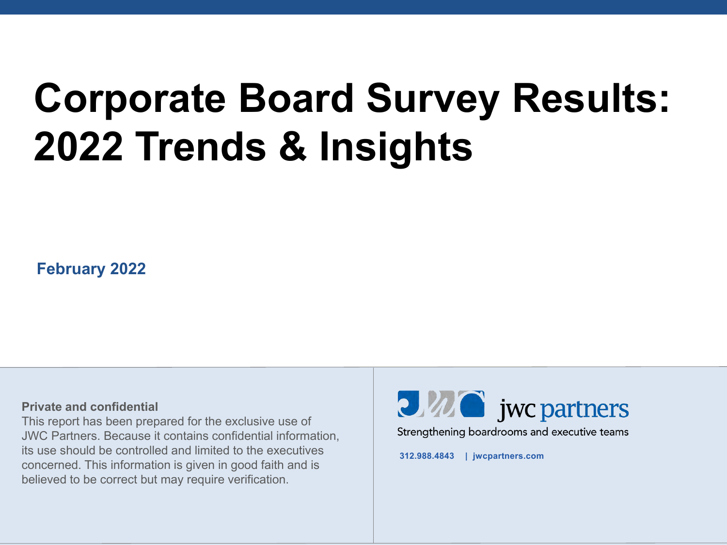# Corporate Board Survey Results: 2022 Trends & Insights

**February 2022**

**Private and confidential**
This report has been prepared for the exclusive use of JWC Partners. Because it contains confidential information, its use should be controlled and limited to the executives concerned. This information is given in good faith and is believed to be correct but may require verification.

jwc partners
Strengthening boardrooms and executive teams

312.988.4843 | jwcpartners.com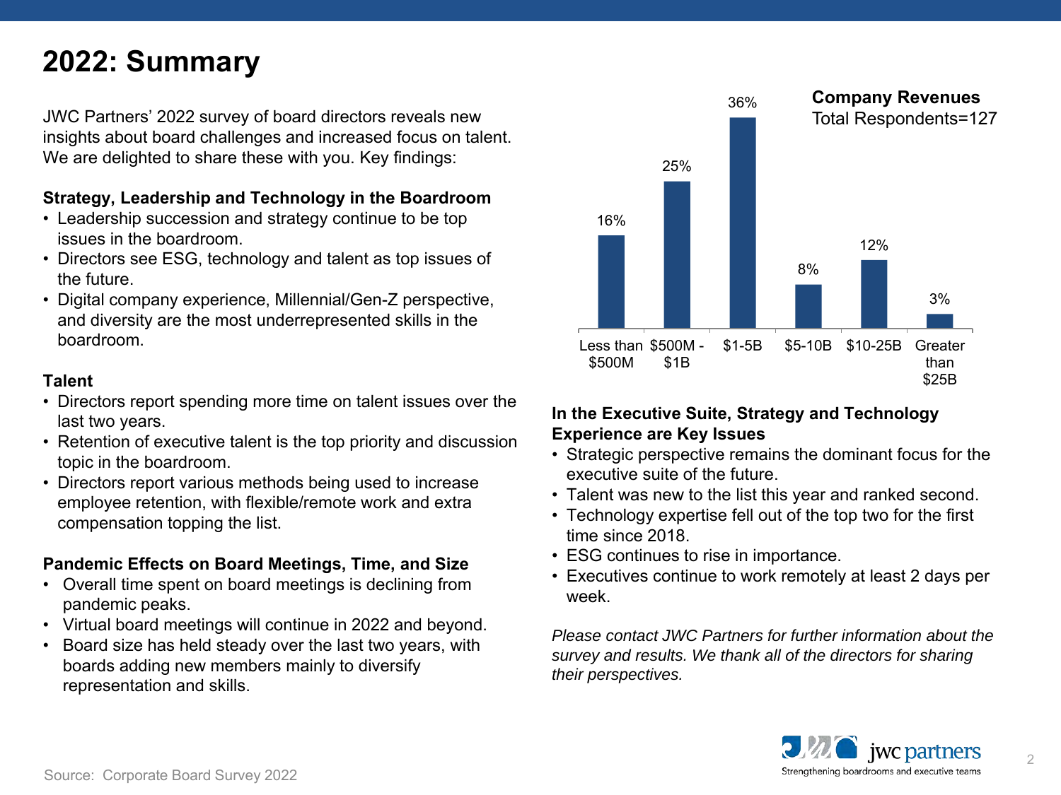# 2022: Summary

JWC Partners' 2022 survey of board directors reveals new insights about board challenges and increased focus on talent. We are delighted to share these with you. Key findings:

**Strategy, Leadership and Technology in the Boardroom**

- Leadership succession and strategy continue to be top issues in the boardroom.
- Directors see ESG, technology and talent as top issues of the future.
- Digital company experience, Millennial/Gen-Z perspective, and diversity are the most underrepresented skills in the boardroom.

**Talent**

- Directors report spending more time on talent issues over the last two years.
- Retention of executive talent is the top priority and discussion topic in the boardroom.
- Directors report various methods being used to increase employee retention, with flexible/remote work and extra compensation topping the list.

**Pandemic Effects on Board Meetings, Time, and Size**

- Overall time spent on board meetings is declining from pandemic peaks.
- Virtual board meetings will continue in 2022 and beyond.
- Board size has held steady over the last two years, with boards adding new members mainly to diversify representation and skills.

**Company Revenues**
Total Respondents=127

| Company Revenues | % |
|---|---|
| Less than $500M | 16% |
| $500M - $1B | 25% |
| $1-5B | 36% |
| $5-10B | 8% |
| $10-25B | 12% |
| Greater than $25B | 3% |

**In the Executive Suite, Strategy and Technology Experience are Key Issues**

- Strategic perspective remains the dominant focus for the executive suite of the future.
- Talent was new to the list this year and ranked second.
- Technology expertise fell out of the top two for the first time since 2018.
- ESG continues to rise in importance.
- Executives continue to work remotely at least 2 days per week.

*Please contact JWC Partners for further information about the survey and results. We thank all of the directors for sharing their perspectives.*

Source: Corporate Board Survey 2022

jwc partners
Strengthening boardrooms and executive teams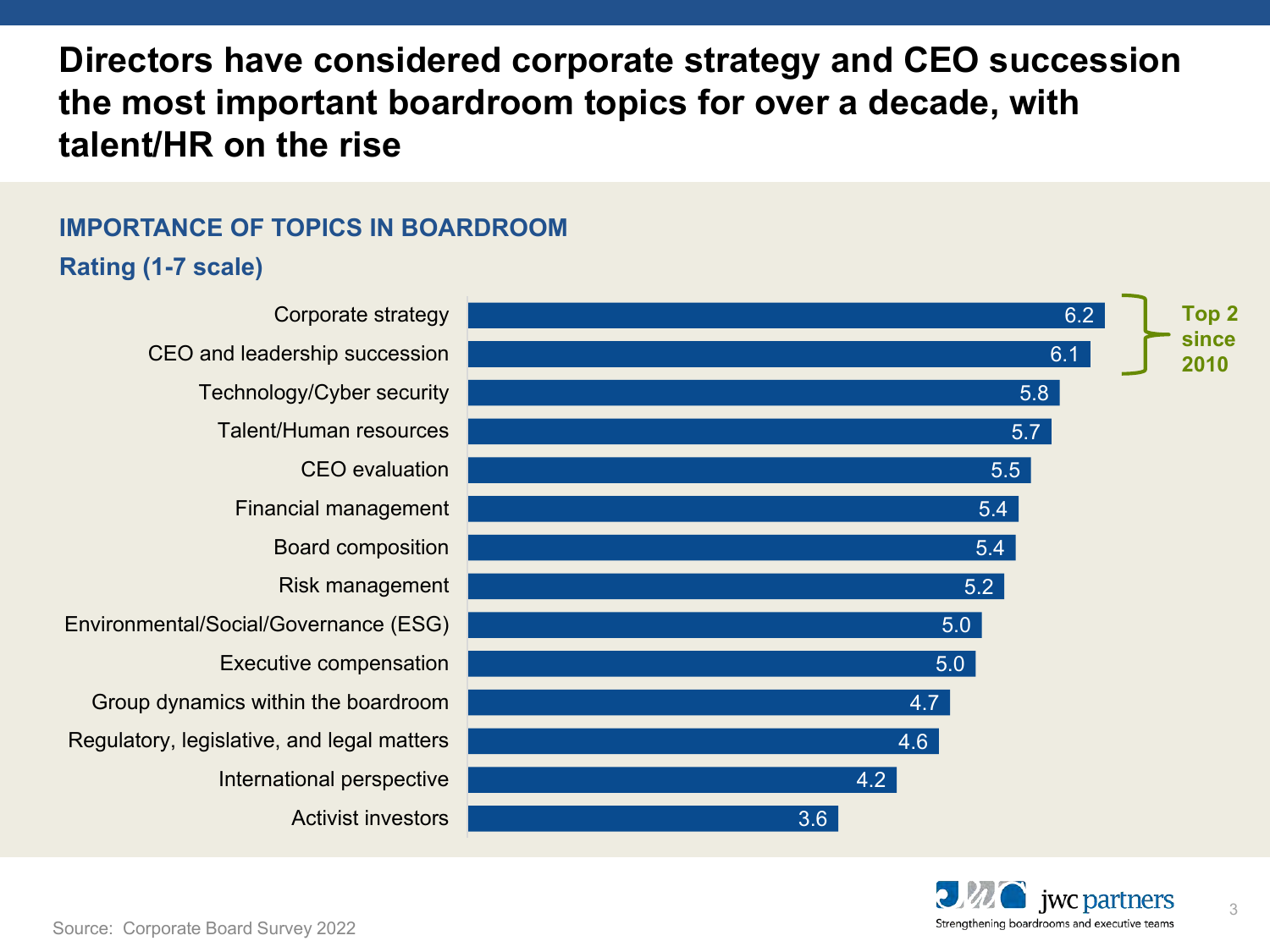# Directors have considered corporate strategy and CEO succession the most important boardroom topics for over a decade, with talent/HR on the rise

## IMPORTANCE OF TOPICS IN BOARDROOM

### Rating (1-7 scale)

| Topic | Rating |
|---|---|
| Corporate strategy | 6.2 |
| CEO and leadership succession | 6.1 |
| Technology/Cyber security | 5.8 |
| Talent/Human resources | 5.7 |
| CEO evaluation | 5.5 |
| Financial management | 5.4 |
| Board composition | 5.4 |
| Risk management | 5.2 |
| Environmental/Social/Governance (ESG) | 5.0 |
| Executive compensation | 5.0 |
| Group dynamics within the boardroom | 4.7 |
| Regulatory, legislative, and legal matters | 4.6 |
| International perspective | 4.2 |
| Activist investors | 3.6 |

**Top 2 since 2010** (Corporate strategy; CEO and leadership succession)

Source: Corporate Board Survey 2022

jwc partners
Strengthening boardrooms and executive teams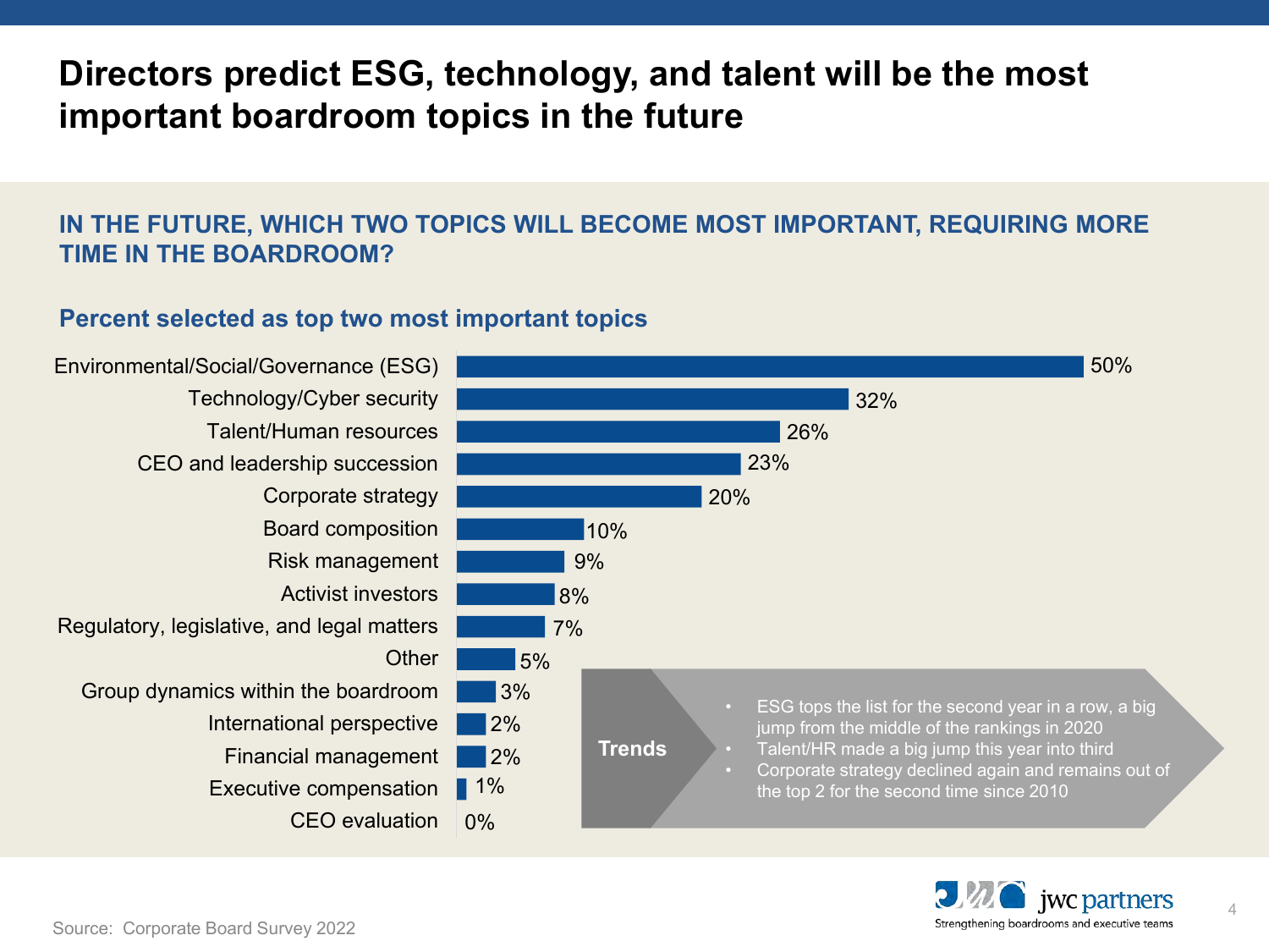# Directors predict ESG, technology, and talent will be the most important boardroom topics in the future

## IN THE FUTURE, WHICH TWO TOPICS WILL BECOME MOST IMPORTANT, REQUIRING MORE TIME IN THE BOARDROOM?

### Percent selected as top two most important topics

| Topic | Percent |
|---|---|
| Environmental/Social/Governance (ESG) | 50% |
| Technology/Cyber security | 32% |
| Talent/Human resources | 26% |
| CEO and leadership succession | 23% |
| Corporate strategy | 20% |
| Board composition | 10% |
| Risk management | 9% |
| Activist investors | 8% |
| Regulatory, legislative, and legal matters | 7% |
| Other | 5% |
| Group dynamics within the boardroom | 3% |
| International perspective | 2% |
| Financial management | 2% |
| Executive compensation | 1% |
| CEO evaluation | 0% |

**Trends**

- ESG tops the list for the second year in a row, a big jump from the middle of the rankings in 2020
- Talent/HR made a big jump this year into third
- Corporate strategy declined again and remains out of the top 2 for the second time since 2010

Source: Corporate Board Survey 2022

jwc partners
Strengthening boardrooms and executive teams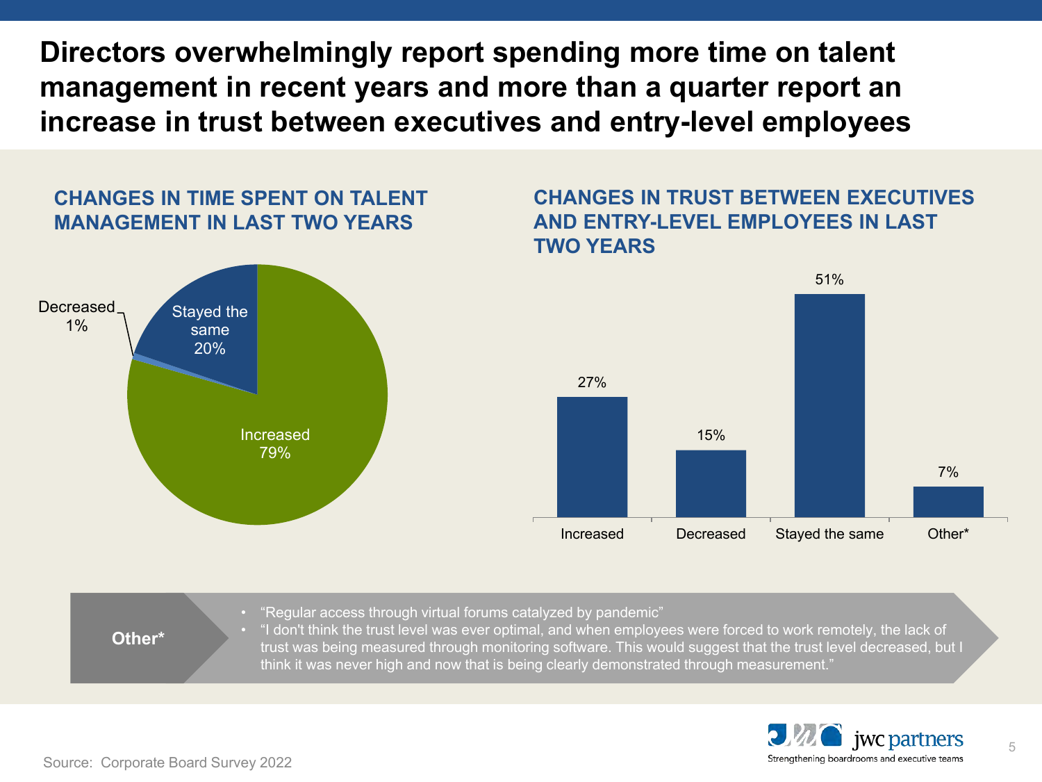# Directors overwhelmingly report spending more time on talent management in recent years and more than a quarter report an increase in trust between executives and entry-level employees

## CHANGES IN TIME SPENT ON TALENT MANAGEMENT IN LAST TWO YEARS

| Response | Percentage |
| --- | --- |
| Increased | 79% |
| Stayed the same | 20% |
| Decreased | 1% |

## CHANGES IN TRUST BETWEEN EXECUTIVES AND ENTRY-LEVEL EMPLOYEES IN LAST TWO YEARS

| Response | Percentage |
| --- | --- |
| Increased | 27% |
| Decreased | 15% |
| Stayed the same | 51% |
| Other* | 7% |

**Other***

- "Regular access through virtual forums catalyzed by pandemic"
- "I don't think the trust level was ever optimal, and when employees were forced to work remotely, the lack of trust was being measured through monitoring software. This would suggest that the trust level decreased, but I think it was never high and now that is being clearly demonstrated through measurement."

Source: Corporate Board Survey 2022

jwc partners — Strengthening boardrooms and executive teams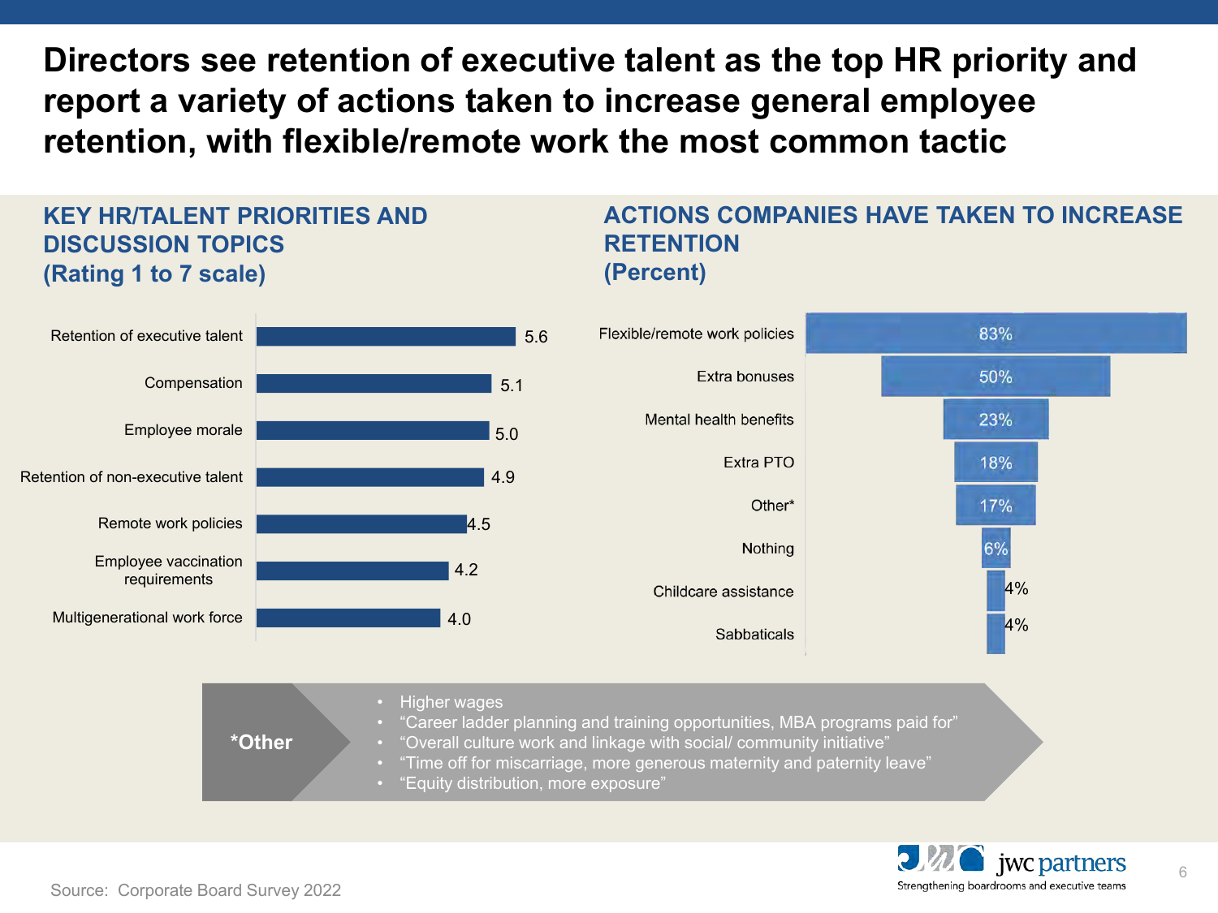# Directors see retention of executive talent as the top HR priority and report a variety of actions taken to increase general employee retention, with flexible/remote work the most common tactic

## KEY HR/TALENT PRIORITIES AND DISCUSSION TOPICS (Rating 1 to 7 scale)

| Topic | Rating |
|---|---|
| Retention of executive talent | 5.6 |
| Compensation | 5.1 |
| Employee morale | 5.0 |
| Retention of non-executive talent | 4.9 |
| Remote work policies | 4.5 |
| Employee vaccination requirements | 4.2 |
| Multigenerational work force | 4.0 |

## ACTIONS COMPANIES HAVE TAKEN TO INCREASE RETENTION (Percent)

| Action | Percent |
|---|---|
| Flexible/remote work policies | 83% |
| Extra bonuses | 50% |
| Mental health benefits | 23% |
| Extra PTO | 18% |
| Other* | 17% |
| Nothing | 6% |
| Childcare assistance | 4% |
| Sabbaticals | 4% |

**\*Other**

- Higher wages
- "Career ladder planning and training opportunities, MBA programs paid for"
- "Overall culture work and linkage with social/ community initiative"
- "Time off for miscarriage, more generous maternity and paternity leave"
- "Equity distribution, more exposure"

Source: Corporate Board Survey 2022

jwc partners — Strengthening boardrooms and executive teams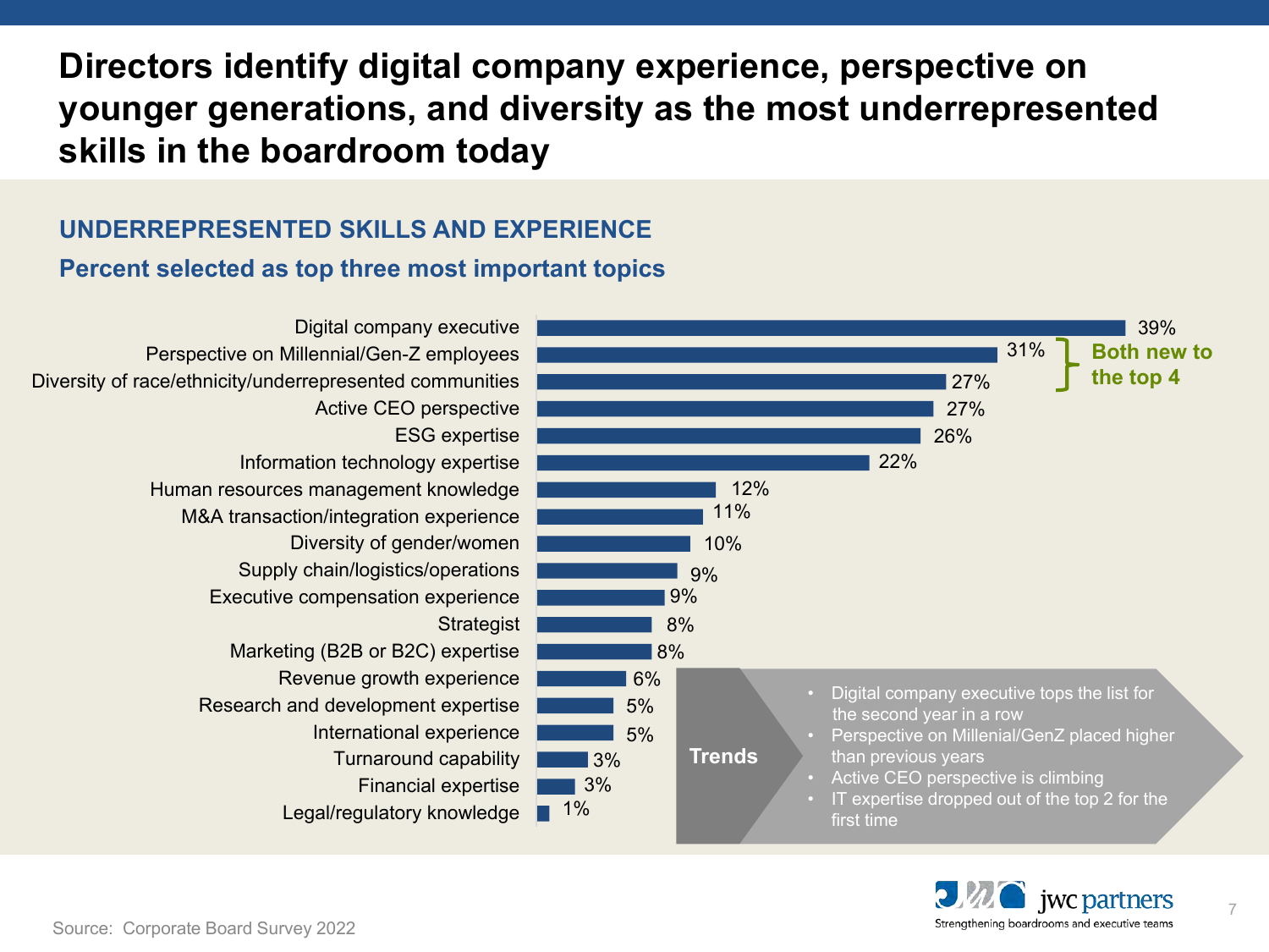# Directors identify digital company experience, perspective on younger generations, and diversity as the most underrepresented skills in the boardroom today

## UNDERREPRESENTED SKILLS AND EXPERIENCE

### Percent selected as top three most important topics

| Skill / Experience | Percent |
|---|---|
| Digital company executive | 39% |
| Perspective on Millennial/Gen-Z employees | 31% |
| Diversity of race/ethnicity/underrepresented communities | 27% |
| Active CEO perspective | 27% |
| ESG expertise | 26% |
| Information technology expertise | 22% |
| Human resources management knowledge | 12% |
| M&A transaction/integration experience | 11% |
| Diversity of gender/women | 10% |
| Supply chain/logistics/operations | 9% |
| Executive compensation experience | 9% |
| Strategist | 8% |
| Marketing (B2B or B2C) expertise | 8% |
| Revenue growth experience | 6% |
| Research and development expertise | 5% |
| International experience | 5% |
| Turnaround capability | 3% |
| Financial expertise | 3% |
| Legal/regulatory knowledge | 1% |

**Both new to the top 4** (Perspective on Millennial/Gen-Z employees; Diversity of race/ethnicity/underrepresented communities)

**Trends**

- Digital company executive tops the list for the second year in a row
- Perspective on Millenial/GenZ placed higher than previous years
- Active CEO perspective is climbing
- IT expertise dropped out of the top 2 for the first time

Source: Corporate Board Survey 2022

jwc partners — Strengthening boardrooms and executive teams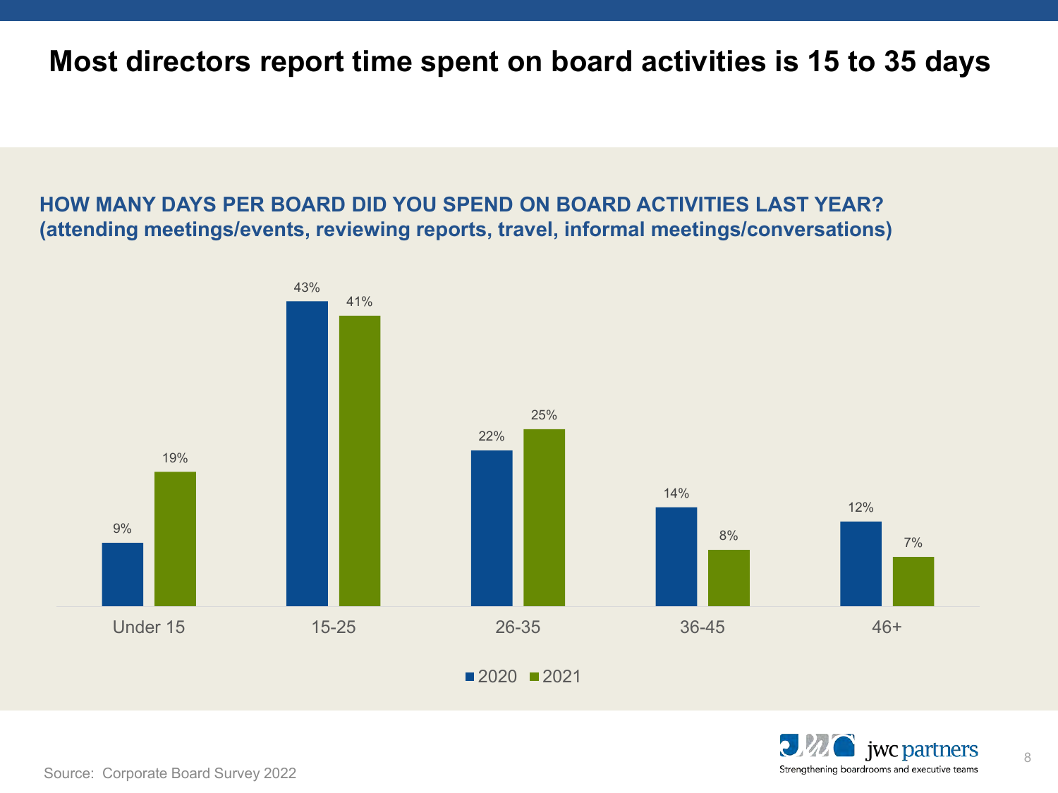# Most directors report time spent on board activities is 15 to 35 days

**HOW MANY DAYS PER BOARD DID YOU SPEND ON BOARD ACTIVITIES LAST YEAR?**
**(attending meetings/events, reviewing reports, travel, informal meetings/conversations)**

| | 2020 | 2021 |
|---|---|---|
| Under 15 | 9% | 19% |
| 15-25 | 43% | 41% |
| 26-35 | 22% | 25% |
| 36-45 | 14% | 8% |
| 46+ | 12% | 7% |

jwc partners
Strengthening boardrooms and executive teams

Source: Corporate Board Survey 2022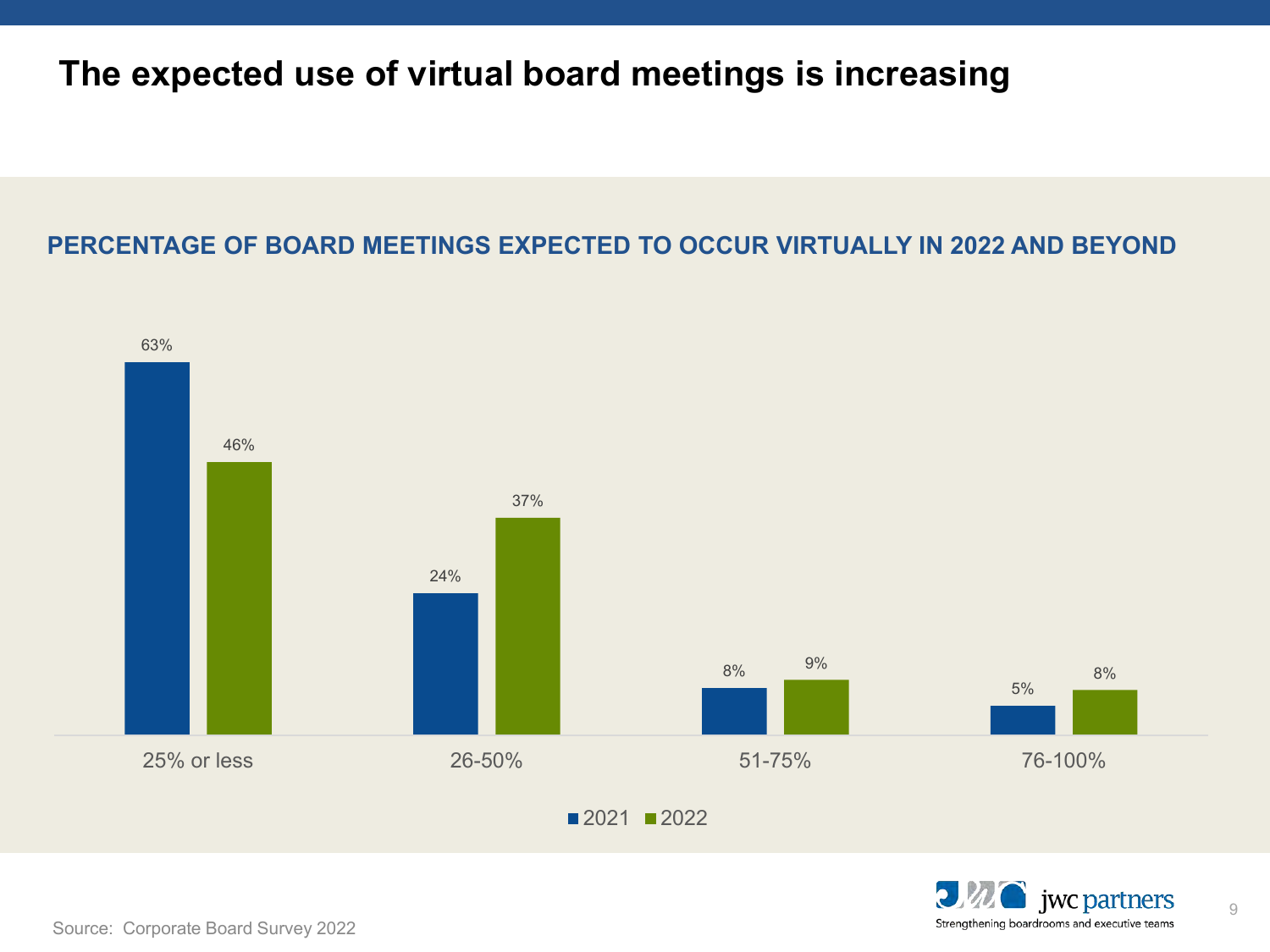# The expected use of virtual board meetings is increasing

## PERCENTAGE OF BOARD MEETINGS EXPECTED TO OCCUR VIRTUALLY IN 2022 AND BEYOND

| | 2021 | 2022 |
|---|---|---|
| 25% or less | 63% | 46% |
| 26-50% | 24% | 37% |
| 51-75% | 8% | 9% |
| 76-100% | 5% | 8% |

Source: Corporate Board Survey 2022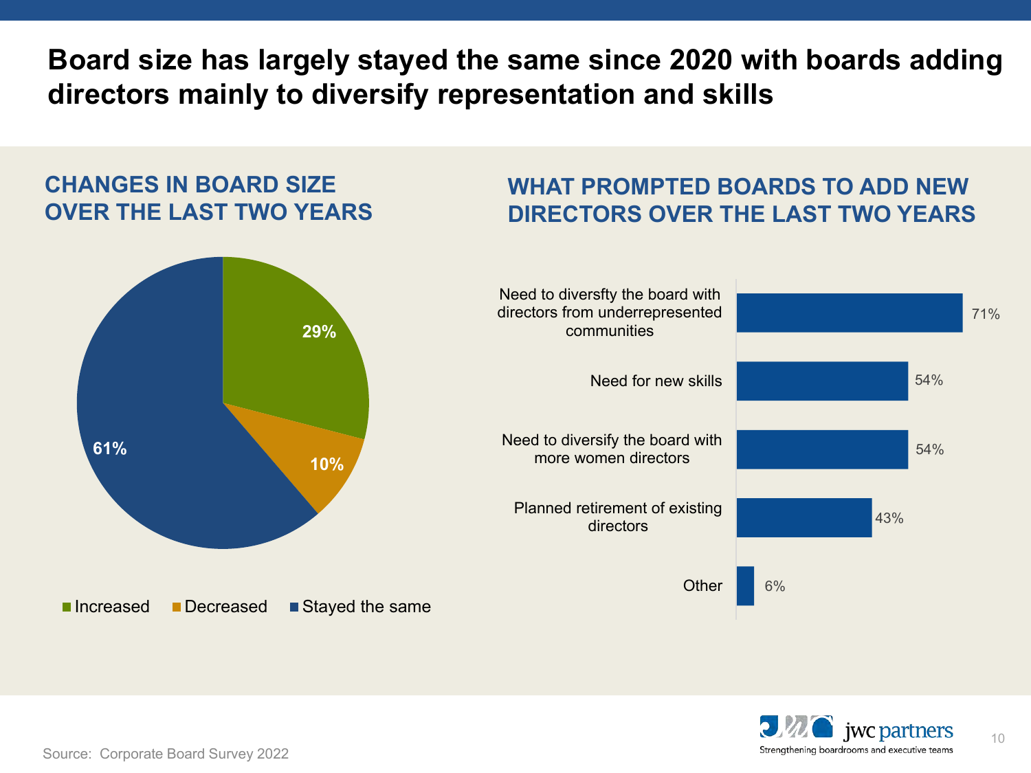# Board size has largely stayed the same since 2020 with boards adding directors mainly to diversify representation and skills

## CHANGES IN BOARD SIZE OVER THE LAST TWO YEARS

| Change | Share |
| --- | --- |
| Increased | 29% |
| Decreased | 10% |
| Stayed the same | 61% |

## WHAT PROMPTED BOARDS TO ADD NEW DIRECTORS OVER THE LAST TWO YEARS

| Reason | Share |
| --- | --- |
| Need to diversfty the board with directors from underrepresented communities | 71% |
| Need for new skills | 54% |
| Need to diversify the board with more women directors | 54% |
| Planned retirement of existing directors | 43% |
| Other | 6% |

Source: Corporate Board Survey 2022

jwc partners
Strengthening boardrooms and executive teams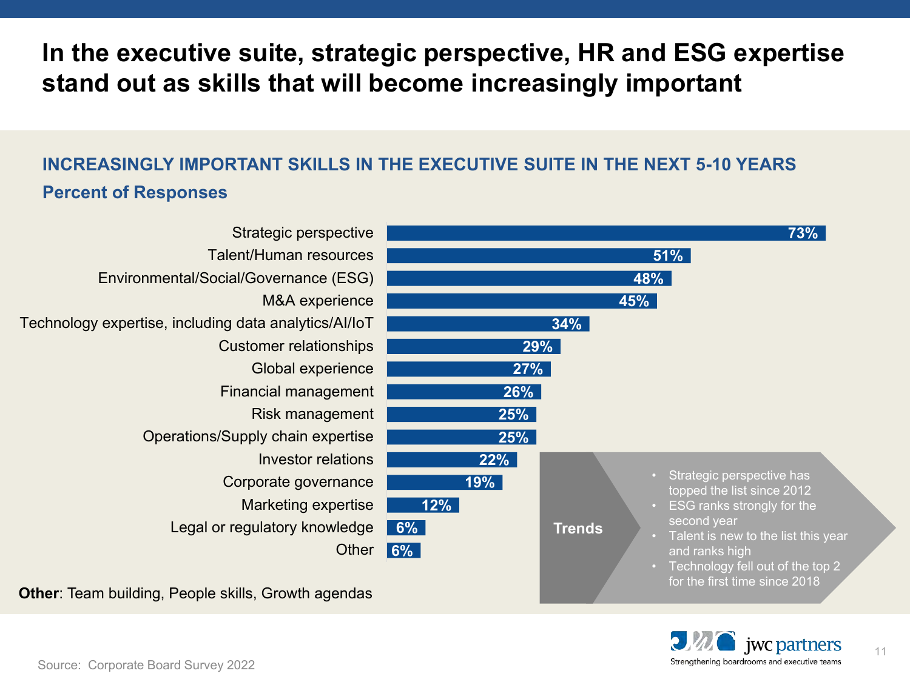# In the executive suite, strategic perspective, HR and ESG expertise stand out as skills that will become increasingly important

## INCREASINGLY IMPORTANT SKILLS IN THE EXECUTIVE SUITE IN THE NEXT 5-10 YEARS

### Percent of Responses

| Skill | Percent |
| --- | --- |
| Strategic perspective | 73% |
| Talent/Human resources | 51% |
| Environmental/Social/Governance (ESG) | 48% |
| M&A experience | 45% |
| Technology expertise, including data analytics/AI/IoT | 34% |
| Customer relationships | 29% |
| Global experience | 27% |
| Financial management | 26% |
| Risk management | 25% |
| Operations/Supply chain expertise | 25% |
| Investor relations | 22% |
| Corporate governance | 19% |
| Marketing expertise | 12% |
| Legal or regulatory knowledge | 6% |
| Other | 6% |

**Other**: Team building, People skills, Growth agendas

**Trends**

- Strategic perspective has topped the list since 2012
- ESG ranks strongly for the second year
- Talent is new to the list this year and ranks high
- Technology fell out of the top 2 for the first time since 2018

Source: Corporate Board Survey 2022

jwc partners
Strengthening boardrooms and executive teams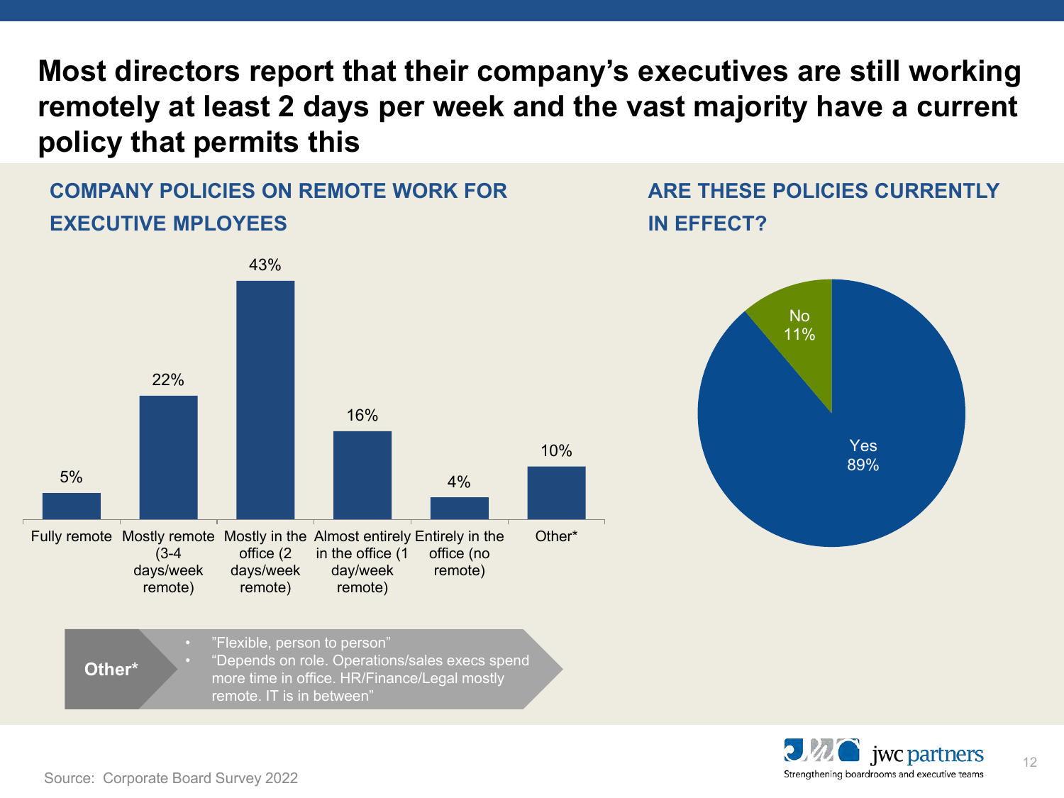# Most directors report that their company's executives are still working remotely at least 2 days per week and the vast majority have a current policy that permits this

## COMPANY POLICIES ON REMOTE WORK FOR EXECUTIVE MPLOYEES

| Policy | Percentage |
|---|---|
| Fully remote | 5% |
| Mostly remote (3-4 days/week remote) | 22% |
| Mostly in the office (2 days/week remote) | 43% |
| Almost entirely in the office (1 day/week remote) | 16% |
| Entirely in the office (no remote) | 4% |
| Other* | 10% |

**Other***

- "Flexible, person to person"
- "Depends on role. Operations/sales execs spend more time in office. HR/Finance/Legal mostly remote. IT is in between"

## ARE THESE POLICIES CURRENTLY IN EFFECT?

| Response | Percentage |
|---|---|
| Yes | 89% |
| No | 11% |

Source: Corporate Board Survey 2022

jwc partners
Strengthening boardrooms and executive teams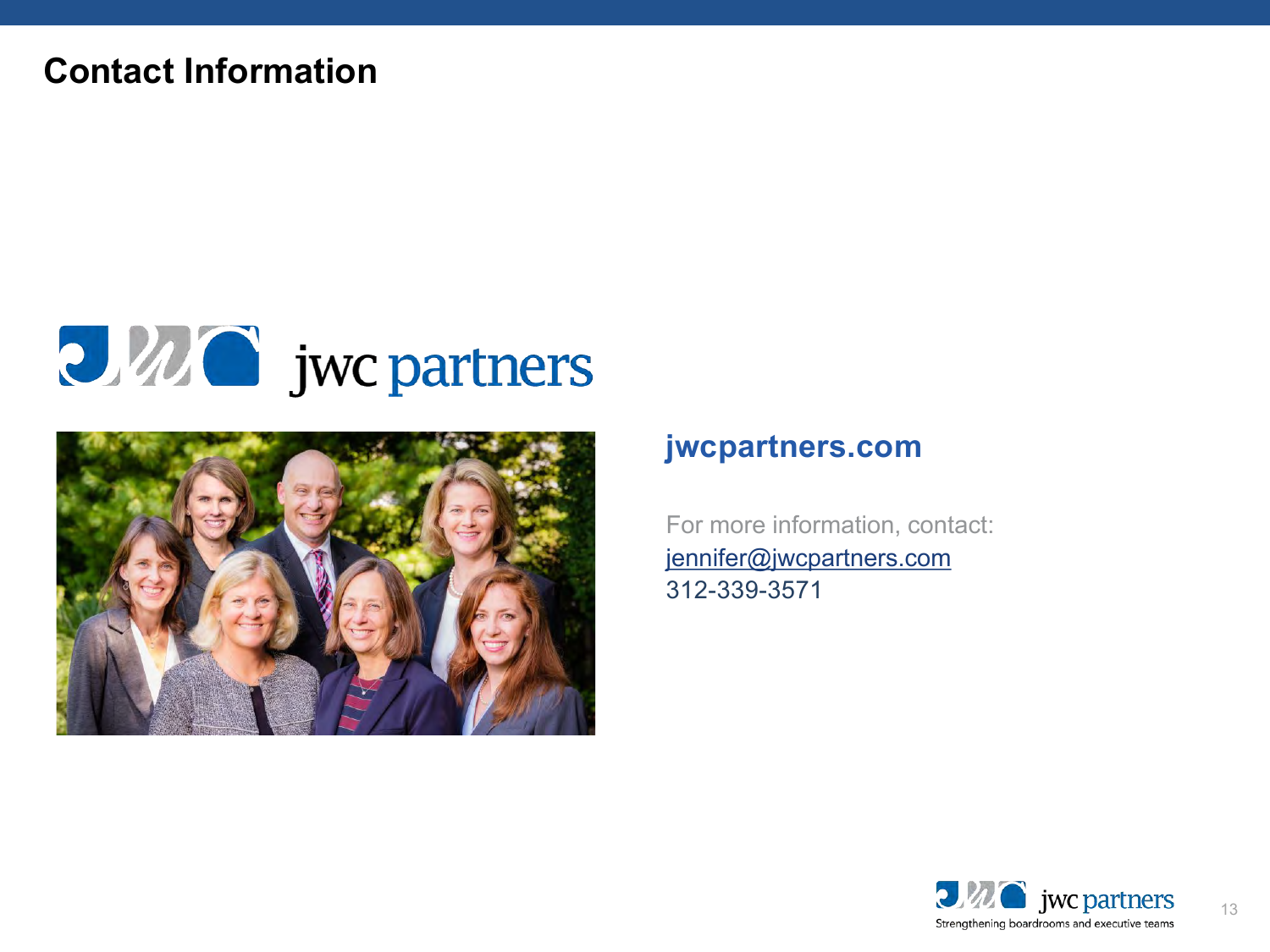# Contact Information

jwc partners

**jwcpartners.com**

For more information, contact:
jennifer@jwcpartners.com
312-339-3571